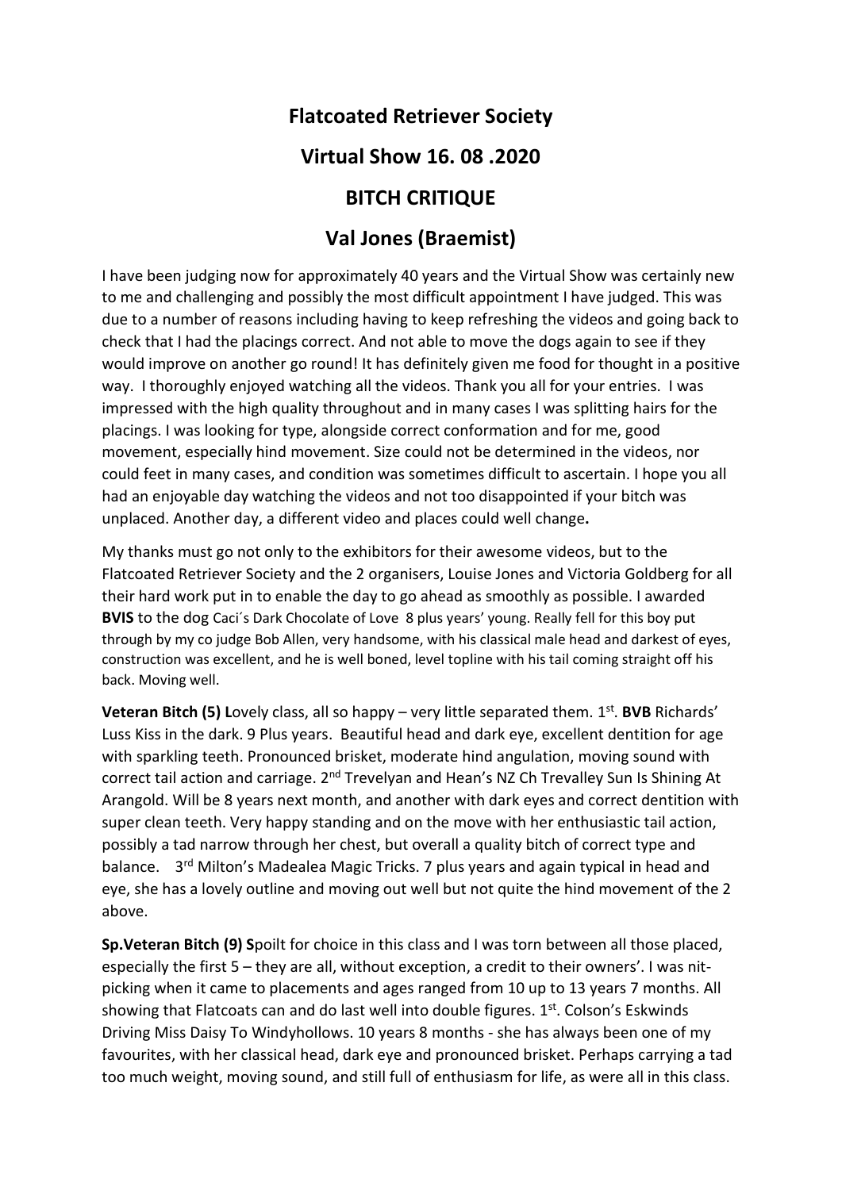# Flatcoated Retriever Society

## Virtual Show 16. 08 .2020

## BITCH CRITIQUE

## Val Jones (Braemist)

I have been judging now for approximately 40 years and the Virtual Show was certainly new to me and challenging and possibly the most difficult appointment I have judged. This was due to a number of reasons including having to keep refreshing the videos and going back to check that I had the placings correct. And not able to move the dogs again to see if they would improve on another go round! It has definitely given me food for thought in a positive way. I thoroughly enjoyed watching all the videos. Thank you all for your entries. I was impressed with the high quality throughout and in many cases I was splitting hairs for the placings. I was looking for type, alongside correct conformation and for me, good movement, especially hind movement. Size could not be determined in the videos, nor could feet in many cases, and condition was sometimes difficult to ascertain. I hope you all had an enjoyable day watching the videos and not too disappointed if your bitch was unplaced. Another day, a different video and places could well change**.**

My thanks must go not only to the exhibitors for their awesome videos, but to the Flatcoated Retriever Society and the 2 organisers, Louise Jones and Victoria Goldberg for all their hard work put in to enable the day to go ahead as smoothly as possible. I awarded **BVIS** to the dog Caci´s Dark Chocolate of Love 8 plus years' young. Really fell for this boy put through by my co judge Bob Allen, very handsome, with his classical male head and darkest of eyes, construction was excellent, and he is well boned, level topline with his tail coming straight off his back. Moving well.

**Veteran Bitch (5) L**ovely class, all so happy – very little separated them. 1st. **BVB** Richards' Luss Kiss in the dark. 9 Plus years. Beautiful head and dark eye, excellent dentition for age with sparkling teeth. Pronounced brisket, moderate hind angulation, moving sound with correct tail action and carriage. 2nd Trevelyan and Hean's NZ Ch Trevalley Sun Is Shining At Arangold. Will be 8 years next month, and another with dark eyes and correct dentition with super clean teeth. Very happy standing and on the move with her enthusiastic tail action, possibly a tad narrow through her chest, but overall a quality bitch of correct type and balance. 3rd Milton's Madealea Magic Tricks. 7 plus years and again typical in head and eye, she has a lovely outline and moving out well but not quite the hind movement of the 2 above.

**Sp.Veteran Bitch (9) S**poilt for choice in this class and I was torn between all those placed, especially the first 5 – they are all, without exception, a credit to their owners'. I was nit-picking when it came to placements and ages ranged from 10 up to 13 years 7 months. All showing that Flatcoats can and do last well into double figures. 1st. Colson's Eskwinds Driving Miss Daisy To Windyhollows. 10 years 8 months - she has always been one of my favourites, with her classical head, dark eye and pronounced brisket. Perhaps carrying a tad too much weight, moving sound, and still full of enthusiasm for life, as were all in this class.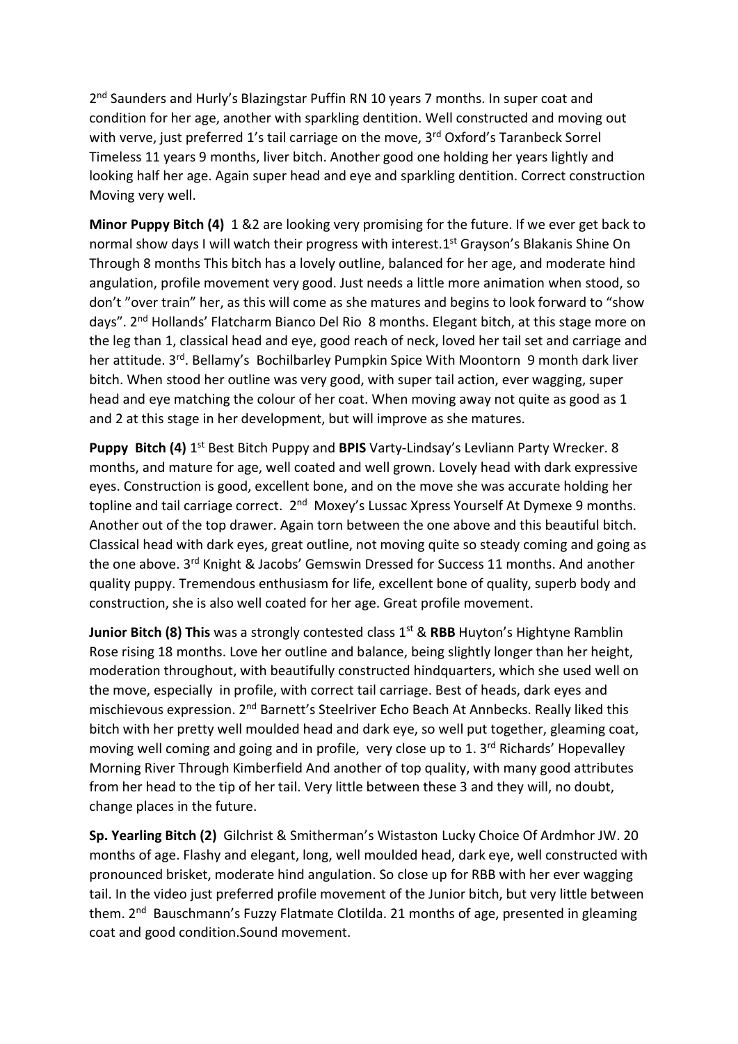2nd Saunders and Hurly's Blazingstar Puffin RN 10 years 7 months. In super coat and condition for her age, another with sparkling dentition. Well constructed and moving out with verve, just preferred 1's tail carriage on the move, 3rd Oxford's Taranbeck Sorrel Timeless 11 years 9 months, liver bitch. Another good one holding her years lightly and looking half her age. Again super head and eye and sparkling dentition. Correct construction Moving very well.

**Minor Puppy Bitch (4)** 1 &2 are looking very promising for the future. If we ever get back to normal show days I will watch their progress with interest.1st Grayson's Blakanis Shine On Through 8 months This bitch has a lovely outline, balanced for her age, and moderate hind angulation, profile movement very good. Just needs a little more animation when stood, so don't "over train" her, as this will come as she matures and begins to look forward to "show days". 2nd Hollands' Flatcharm Bianco Del Rio 8 months. Elegant bitch, at this stage more on the leg than 1, classical head and eye, good reach of neck, loved her tail set and carriage and her attitude. 3rd. Bellamy's Bochilbarley Pumpkin Spice With Moontorn 9 month dark liver bitch. When stood her outline was very good, with super tail action, ever wagging, super head and eye matching the colour of her coat. When moving away not quite as good as 1 and 2 at this stage in her development, but will improve as she matures.

**Puppy Bitch (4)** 1st Best Bitch Puppy and **BPIS** Varty-Lindsay's Levliann Party Wrecker. 8 months, and mature for age, well coated and well grown. Lovely head with dark expressive eyes. Construction is good, excellent bone, and on the move she was accurate holding her topline and tail carriage correct. 2nd Moxey's Lussac Xpress Yourself At Dymexe 9 months. Another out of the top drawer. Again torn between the one above and this beautiful bitch. Classical head with dark eyes, great outline, not moving quite so steady coming and going as the one above. 3rd Knight & Jacobs' Gemswin Dressed for Success 11 months. And another quality puppy. Tremendous enthusiasm for life, excellent bone of quality, superb body and construction, she is also well coated for her age. Great profile movement.

**Junior Bitch (8) This** was a strongly contested class 1st & **RBB** Huyton's Hightyne Ramblin Rose rising 18 months. Love her outline and balance, being slightly longer than her height, moderation throughout, with beautifully constructed hindquarters, which she used well on the move, especially in profile, with correct tail carriage. Best of heads, dark eyes and mischievous expression. 2nd Barnett's Steelriver Echo Beach At Annbecks. Really liked this bitch with her pretty well moulded head and dark eye, so well put together, gleaming coat, moving well coming and going and in profile, very close up to 1. 3rd Richards' Hopevalley Morning River Through Kimberfield And another of top quality, with many good attributes from her head to the tip of her tail. Very little between these 3 and they will, no doubt, change places in the future.

**Sp. Yearling Bitch (2)** Gilchrist & Smitherman's Wistaston Lucky Choice Of Ardmhor JW. 20 months of age. Flashy and elegant, long, well moulded head, dark eye, well constructed with pronounced brisket, moderate hind angulation. So close up for RBB with her ever wagging tail. In the video just preferred profile movement of the Junior bitch, but very little between them. 2nd Bauschmann's Fuzzy Flatmate Clotilda. 21 months of age, presented in gleaming coat and good condition.Sound movement.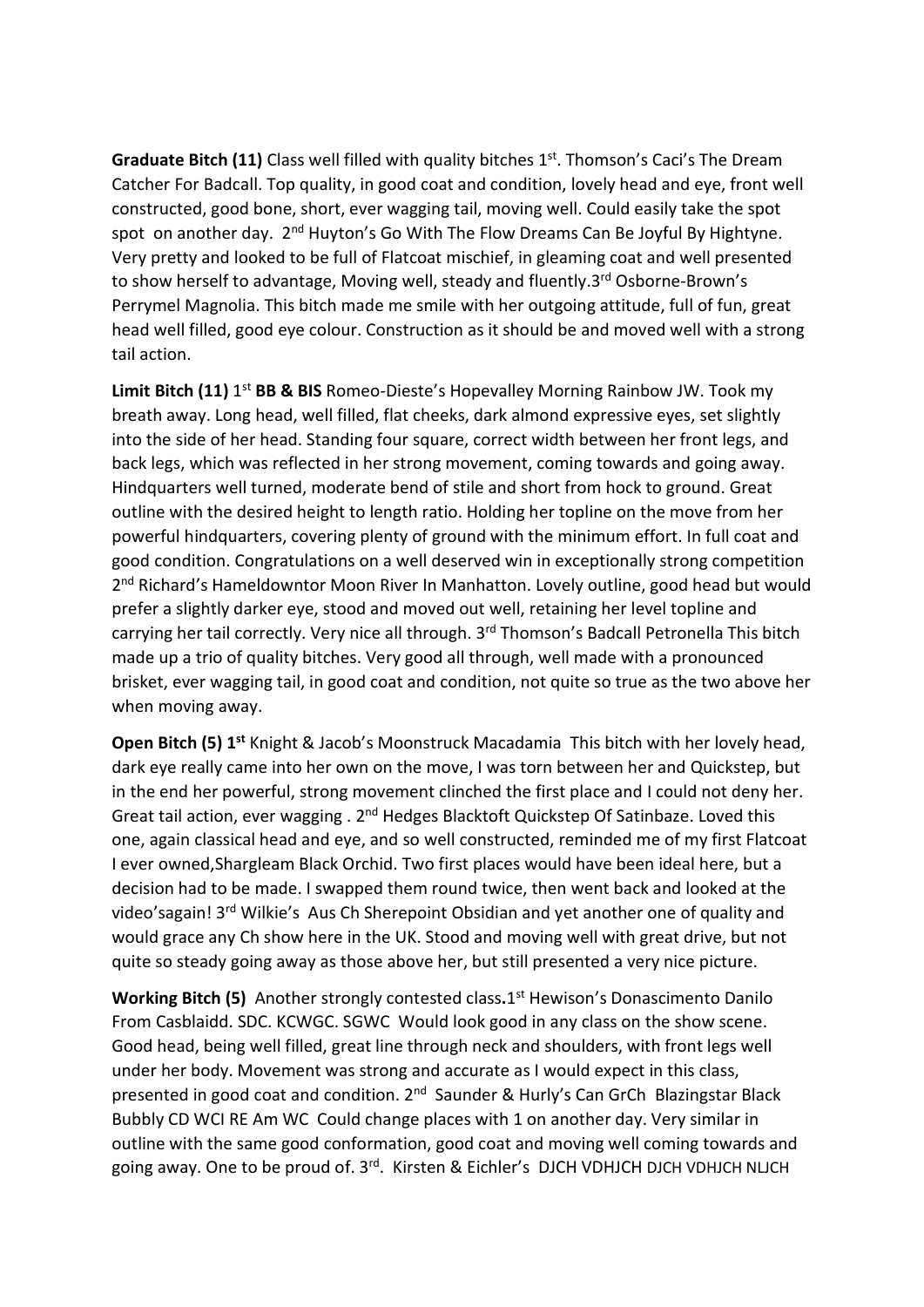**Graduate Bitch (11)** Class well filled with quality bitches 1st. Thomson's Caci's The Dream Catcher For Badcall. Top quality, in good coat and condition, lovely head and eye, front well constructed, good bone, short, ever wagging tail, moving well. Could easily take the spot spot on another day. 2nd Huyton's Go With The Flow Dreams Can Be Joyful By Hightyne. Very pretty and looked to be full of Flatcoat mischief, in gleaming coat and well presented to show herself to advantage, Moving well, steady and fluently.3rd Osborne-Brown's Perrymel Magnolia. This bitch made me smile with her outgoing attitude, full of fun, great head well filled, good eye colour. Construction as it should be and moved well with a strong tail action.

**Limit Bitch (11)** 1st **BB & BIS** Romeo-Dieste's Hopevalley Morning Rainbow JW. Took my breath away. Long head, well filled, flat cheeks, dark almond expressive eyes, set slightly into the side of her head. Standing four square, correct width between her front legs, and back legs, which was reflected in her strong movement, coming towards and going away. Hindquarters well turned, moderate bend of stile and short from hock to ground. Great outline with the desired height to length ratio. Holding her topline on the move from her powerful hindquarters, covering plenty of ground with the minimum effort. In full coat and good condition. Congratulations on a well deserved win in exceptionally strong competition 2nd Richard's Hameldowntor Moon River In Manhatton. Lovely outline, good head but would prefer a slightly darker eye, stood and moved out well, retaining her level topline and carrying her tail correctly. Very nice all through. 3rd Thomson's Badcall Petronella This bitch made up a trio of quality bitches. Very good all through, well made with a pronounced brisket, ever wagging tail, in good coat and condition, not quite so true as the two above her when moving away.

**Open Bitch (5) 1st** Knight & Jacob's Moonstruck Macadamia This bitch with her lovely head, dark eye really came into her own on the move, I was torn between her and Quickstep, but in the end her powerful, strong movement clinched the first place and I could not deny her. Great tail action, ever wagging . 2nd Hedges Blacktoft Quickstep Of Satinbaze. Loved this one, again classical head and eye, and so well constructed, reminded me of my first Flatcoat I ever owned,Shargleam Black Orchid. Two first places would have been ideal here, but a decision had to be made. I swapped them round twice, then went back and looked at the video'sagain! 3rd Wilkie's Aus Ch Sherepoint Obsidian and yet another one of quality and would grace any Ch show here in the UK. Stood and moving well with great drive, but not quite so steady going away as those above her, but still presented a very nice picture.

**Working Bitch (5)** Another strongly contested class**.**1st Hewison's Donascimento Danilo From Casblaidd. SDC. KCWGC. SGWC Would look good in any class on the show scene. Good head, being well filled, great line through neck and shoulders, with front legs well under her body. Movement was strong and accurate as I would expect in this class, presented in good coat and condition. 2nd Saunder & Hurly's Can GrCh Blazingstar Black Bubbly CD WCI RE Am WC Could change places with 1 on another day. Very similar in outline with the same good conformation, good coat and moving well coming towards and going away. One to be proud of. 3rd. Kirsten & Eichler's DJCH VDHJCH DJCH VDHJCH NLJCH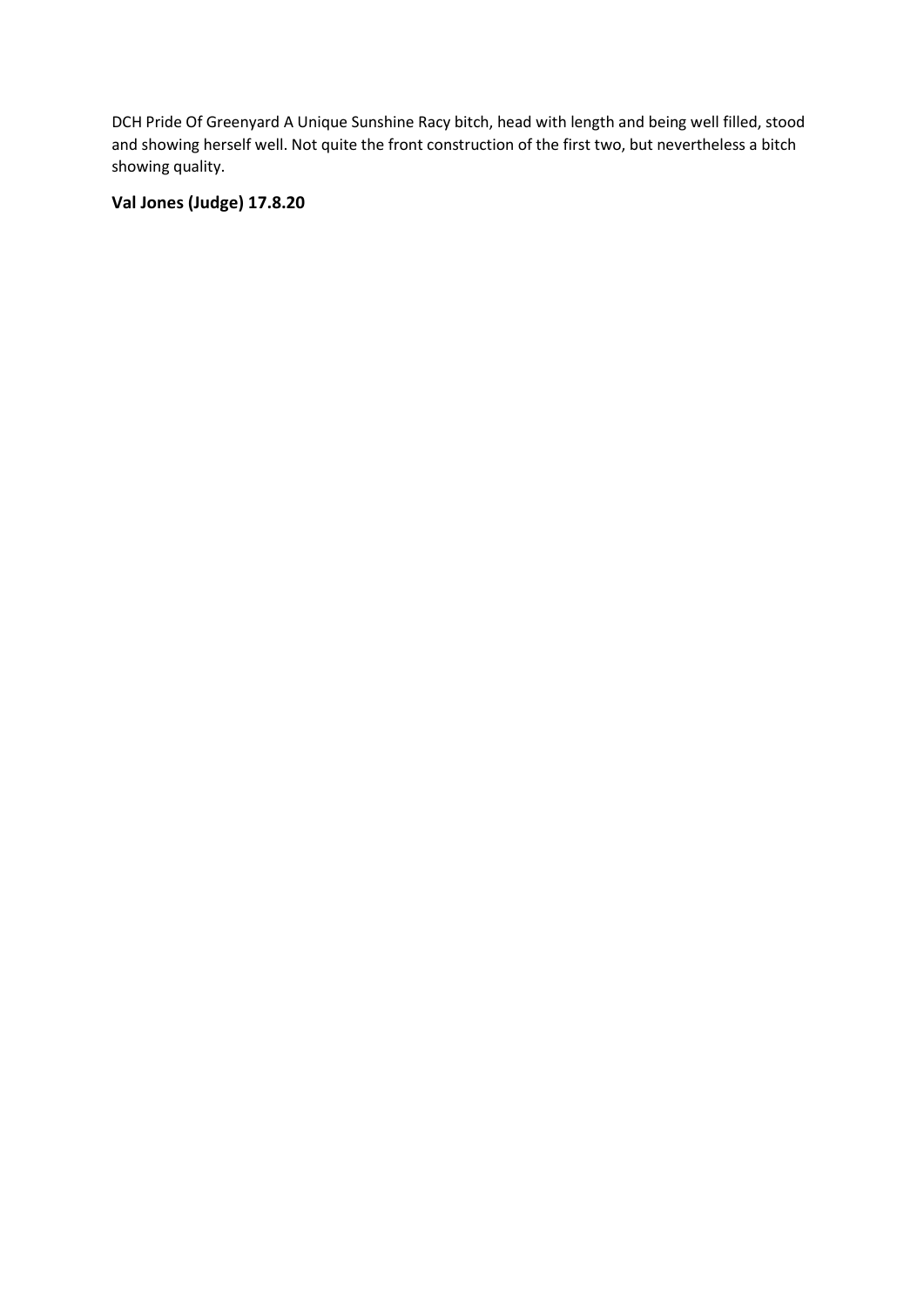DCH Pride Of Greenyard A Unique Sunshine Racy bitch, head with length and being well filled, stood and showing herself well. Not quite the front construction of the first two, but nevertheless a bitch showing quality.

**Val Jones (Judge) 17.8.20**